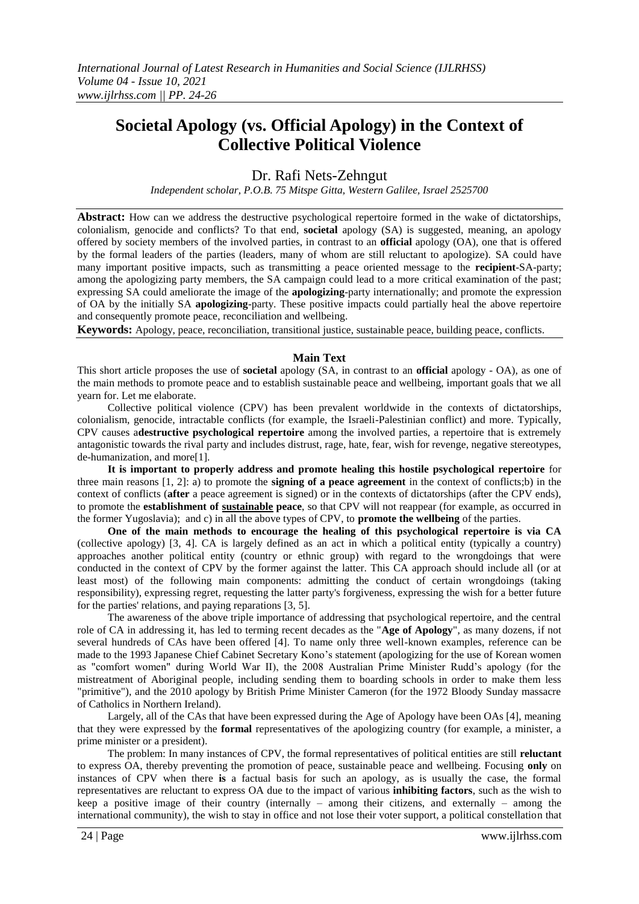# Societal Apology (vs. Official Apology) in the Context of Collective Political Violence

## Dr. Rafi Nets-Zehngut

*Independent scholar, P.O.B. 75 Mitspe Gitta, Western Galilee, Israel 2525700*

**Abstract:** How can we address the destructive psychological repertoire formed in the wake of dictatorships, colonialism, genocide and conflicts? To that end, **societal** apology (SA) is suggested, meaning, an apology offered by society members of the involved parties, in contrast to an **official** apology (OA), one that is offered by the formal leaders of the parties (leaders, many of whom are still reluctant to apologize). SA could have many important positive impacts, such as transmitting a peace oriented message to the **recipient**-SA-party; among the apologizing party members, the SA campaign could lead to a more critical examination of the past; expressing SA could ameliorate the image of the **apologizing**-party internationally; and promote the expression of OA by the initially SA **apologizing**-party. These positive impacts could partially heal the above repertoire and consequently promote peace, reconciliation and wellbeing.

**Keywords:** Apology, peace, reconciliation, transitional justice, sustainable peace, building peace, conflicts.

## Main Text

This short article proposes the use of **societal** apology (SA, in contrast to an **official** apology - OA), as one of the main methods to promote peace and to establish sustainable peace and wellbeing, important goals that we all yearn for. Let me elaborate.

Collective political violence (CPV) has been prevalent worldwide in the contexts of dictatorships, colonialism, genocide, intractable conflicts (for example, the Israeli-Palestinian conflict) and more. Typically, CPV causes a**destructive psychological repertoire** among the involved parties, a repertoire that is extremely antagonistic towards the rival party and includes distrust, rage, hate, fear, wish for revenge, negative stereotypes, de-humanization, and more[1].

**It is important to properly address and promote healing this hostile psychological repertoire** for three main reasons [1, 2]: a) to promote the **signing of a peace agreement** in the context of conflicts;b) in the context of conflicts (**after** a peace agreement is signed) or in the contexts of dictatorships (after the CPV ends), to promote the **establishment of sustainable peace**, so that CPV will not reappear (for example, as occurred in the former Yugoslavia); and c) in all the above types of CPV, to **promote the wellbeing** of the parties.

**One of the main methods to encourage the healing of this psychological repertoire is via CA** (collective apology) [3, 4]. CA is largely defined as an act in which a political entity (typically a country) approaches another political entity (country or ethnic group) with regard to the wrongdoings that were conducted in the context of CPV by the former against the latter. This CA approach should include all (or at least most) of the following main components: admitting the conduct of certain wrongdoings (taking responsibility), expressing regret, requesting the latter party's forgiveness, expressing the wish for a better future for the parties' relations, and paying reparations [3, 5].

The awareness of the above triple importance of addressing that psychological repertoire, and the central role of CA in addressing it, has led to terming recent decades as the "**Age of Apology**", as many dozens, if not several hundreds of CAs have been offered [4]. To name only three well-known examples, reference can be made to the 1993 Japanese Chief Cabinet Secretary Kono's statement (apologizing for the use of Korean women as "comfort women" during World War II), the 2008 Australian Prime Minister Rudd's apology (for the mistreatment of Aboriginal people, including sending them to boarding schools in order to make them less "primitive"), and the 2010 apology by British Prime Minister Cameron (for the 1972 Bloody Sunday massacre of Catholics in Northern Ireland).

Largely, all of the CAs that have been expressed during the Age of Apology have been OAs [4], meaning that they were expressed by the **formal** representatives of the apologizing country (for example, a minister, a prime minister or a president).

The problem: In many instances of CPV, the formal representatives of political entities are still **reluctant** to express OA, thereby preventing the promotion of peace, sustainable peace and wellbeing. Focusing **only** on instances of CPV when there **is** a factual basis for such an apology, as is usually the case, the formal representatives are reluctant to express OA due to the impact of various **inhibiting factors**, such as the wish to keep a positive image of their country (internally – among their citizens, and externally – among the international community), the wish to stay in office and not lose their voter support, a political constellation that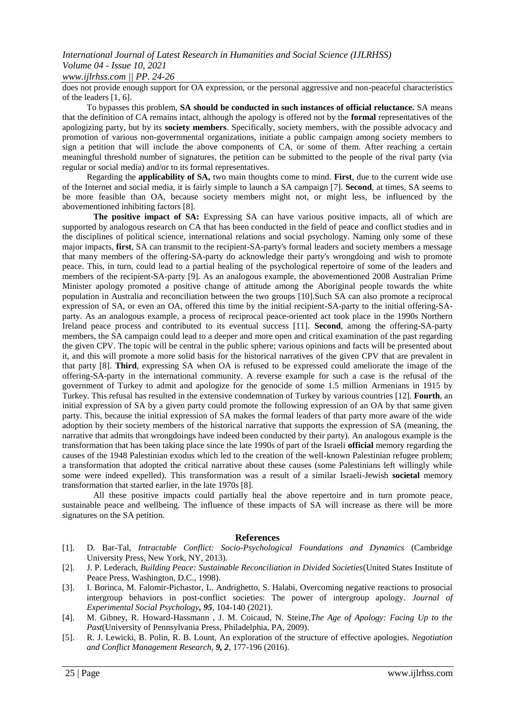does not provide enough support for OA expression, or the personal aggressive and non-peaceful characteristics of the leaders [1, 6].

To bypasses this problem, **SA should be conducted in such instances of official reluctance.** SA means that the definition of CA remains intact, although the apology is offered not by the **formal** representatives of the apologizing party, but by its **society members**. Specifically, society members, with the possible advocacy and promotion of various non-governmental organizations, initiate a public campaign among society members to sign a petition that will include the above components of CA, or some of them. After reaching a certain meaningful threshold number of signatures, the petition can be submitted to the people of the rival party (via regular or social media) and/or to its formal representatives.

Regarding the **applicability of SA,** two main thoughts come to mind. **First**, due to the current wide use of the Internet and social media, it is fairly simple to launch a SA campaign [7]. **Second**, at times, SA seems to be more feasible than OA, because society members might not, or might less, be influenced by the abovementioned inhibiting factors [8].

**The positive impact of SA:** Expressing SA can have various positive impacts, all of which are supported by analogous research on CA that has been conducted in the field of peace and conflict studies and in the disciplines of political science, international relations and social psychology. Naming only some of these major impacts, **first**, SA can transmit to the recipient-SA-party's formal leaders and society members a message that many members of the offering-SA-party do acknowledge their party's wrongdoing and wish to promote peace. This, in turn, could lead to a partial healing of the psychological repertoire of some of the leaders and members of the recipient-SA-party [9]. As an analogous example, the abovementioned 2008 Australian Prime Minister apology promoted a positive change of attitude among the Aboriginal people towards the white population in Australia and reconciliation between the two groups [10].Such SA can also promote a reciprocal expression of SA, or even an OA, offered this time by the initial recipient-SA-party to the initial offering-SA-party. As an analogous example, a process of reciprocal peace-oriented act took place in the 1990s Northern Ireland peace process and contributed to its eventual success [11]. **Second**, among the offering-SA-party members, the SA campaign could lead to a deeper and more open and critical examination of the past regarding the given CPV. The topic will be central in the public sphere; various opinions and facts will be presented about it, and this will promote a more solid basis for the historical narratives of the given CPV that are prevalent in that party [8]. **Third**, expressing SA when OA is refused to be expressed could ameliorate the image of the offering-SA-party in the international community. A reverse example for such a case is the refusal of the government of Turkey to admit and apologize for the genocide of some 1.5 million Armenians in 1915 by Turkey. This refusal has resulted in the extensive condemnation of Turkey by various countries [12]. **Fourth**, an initial expression of SA by a given party could promote the following expression of an OA by that same given party. This, because the initial expression of SA makes the formal leaders of that party more aware of the wide adoption by their society members of the historical narrative that supports the expression of SA (meaning, the narrative that admits that wrongdoings have indeed been conducted by their party). An analogous example is the transformation that has been taking place since the late 1990s of part of the Israeli **official** memory regarding the causes of the 1948 Palestinian exodus which led to the creation of the well-known Palestinian refugee problem; a transformation that adopted the critical narrative about these causes (some Palestinians left willingly while some were indeed expelled). This transformation was a result of a similar Israeli-Jewish **societal** memory transformation that started earlier, in the late 1970s [8].

All these positive impacts could partially heal the above repertoire and in turn promote peace, sustainable peace and wellbeing. The influence of these impacts of SA will increase as there will be more signatures on the SA petition.

## References

[1]. D. Bar-Tal, *Intractable Conflict: Socio-Psychological Foundations and Dynamics* (Cambridge University Press, New York, NY, 2013).

[2]. J. P. Lederach, *Building Peace: Sustainable Reconciliation in Divided Societies*(United States Institute of Peace Press, Washington, D.C., 1998).

[3]. I. Borinca, M. Falomir-Pichastor, L. Andrighetto, S. Halabi, Overcoming negative reactions to prosocial intergroup behaviors in post-conflict societies: The power of intergroup apology. *Journal of Experimental Social Psychology*, ***95***, 104-140 (2021).

[4]. M. Gibney, R. Howard-Hassmann , J. M. Coicaud, N. Steine,*The Age of Apology: Facing Up to the Past*(University of Pennsylvania Press, Philadelphia, PA, 2009).

[5]. R. J. Lewicki, B. Polin, R. B. Lount, An exploration of the structure of effective apologies. *Negotiation and Conflict Management Research*, ***9, 2***, 177-196 (2016).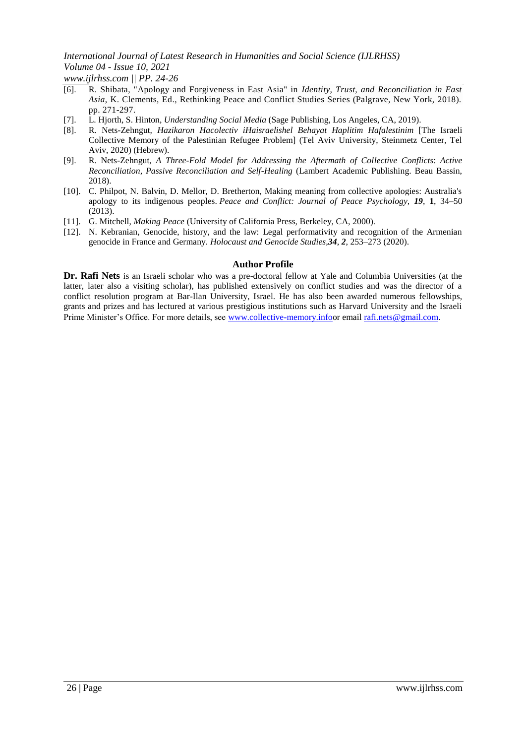[6]. R. Shibata, "Apology and Forgiveness in East Asia" in *Identity, Trust, and Reconciliation in East Asia*, K. Clements, Ed., Rethinking Peace and Conflict Studies Series (Palgrave, New York, 2018). pp. 271-297.

[7]. L. Hjorth, S. Hinton, *Understanding Social Media* (Sage Publishing, Los Angeles, CA, 2019).

[8]. R. Nets-Zehngut, *Hazikaron Hacolectiv iHaisraelishel Behayat Haplitim Hafalestinim* [The Israeli Collective Memory of the Palestinian Refugee Problem] (Tel Aviv University, Steinmetz Center, Tel Aviv, 2020) (Hebrew).

[9]. R. Nets-Zehngut, *A Three-Fold Model for Addressing the Aftermath of Collective Conflicts*: *Active Reconciliation, Passive Reconciliation and Self-Healing* (Lambert Academic Publishing. Beau Bassin, 2018).

[10]. C. Philpot, N. Balvin, D. Mellor, D. Bretherton, Making meaning from collective apologies: Australia's apology to its indigenous peoples. *Peace and Conflict: Journal of Peace Psychology*, ***19***, **1**, 34–50 (2013).

[11]. G. Mitchell, *Making Peace* (University of California Press, Berkeley, CA, 2000).

[12]. N. Kebranian, Genocide, history, and the law: Legal performativity and recognition of the Armenian genocide in France and Germany. *Holocaust and Genocide Studies*,***34***, ***2***, 253–273 (2020).

## Author Profile

**Dr. Rafi Nets** is an Israeli scholar who was a pre-doctoral fellow at Yale and Columbia Universities (at the latter, later also a visiting scholar), has published extensively on conflict studies and was the director of a conflict resolution program at Bar-Ilan University, Israel. He has also been awarded numerous fellowships, grants and prizes and has lectured at various prestigious institutions such as Harvard University and the Israeli Prime Minister's Office. For more details, see www.collective-memory.infoor email rafi.nets@gmail.com.